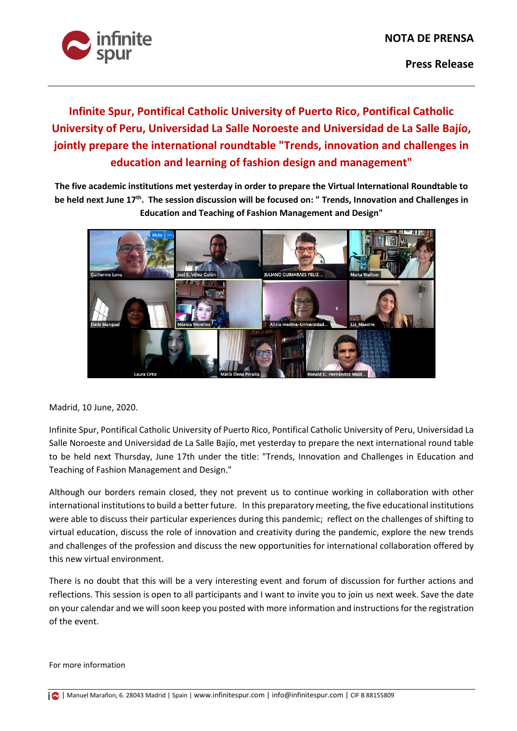**NOTA DE PRENSA**

**Press Release**

# Infinite Spur, Pontifical Catholic University of Puerto Rico, Pontifical Catholic University of Peru, Universidad La Salle Noroeste and Universidad de La Salle Bajío, jointly prepare the international roundtable "Trends, innovation and challenges in education and learning of fashion design and management"

**The five academic institutions met yesterday in order to prepare the Virtual International Roundtable to be held next June 17th. The session discussion will be focused on: " Trends, Innovation and Challenges in Education and Teaching of Fashion Management and Design"**

Madrid, 10 June, 2020.

Infinite Spur, Pontifical Catholic University of Puerto Rico, Pontifical Catholic University of Peru, Universidad La Salle Noroeste and Universidad de La Salle Bajío, met yesterday to prepare the next international round table to be held next Thursday, June 17th under the title: "Trends, Innovation and Challenges in Education and Teaching of Fashion Management and Design."

Although our borders remain closed, they not prevent us to continue working in collaboration with other international institutions to build a better future. In this preparatory meeting, the five educational institutions were able to discuss their particular experiences during this pandemic; reflect on the challenges of shifting to virtual education, discuss the role of innovation and creativity during the pandemic, explore the new trends and challenges of the profession and discuss the new opportunities for international collaboration offered by this new virtual environment.

There is no doubt that this will be a very interesting event and forum of discussion for further actions and reflections. This session is open to all participants and I want to invite you to join us next week. Save the date on your calendar and we will soon keep you posted with more information and instructions for the registration of the event.

For more information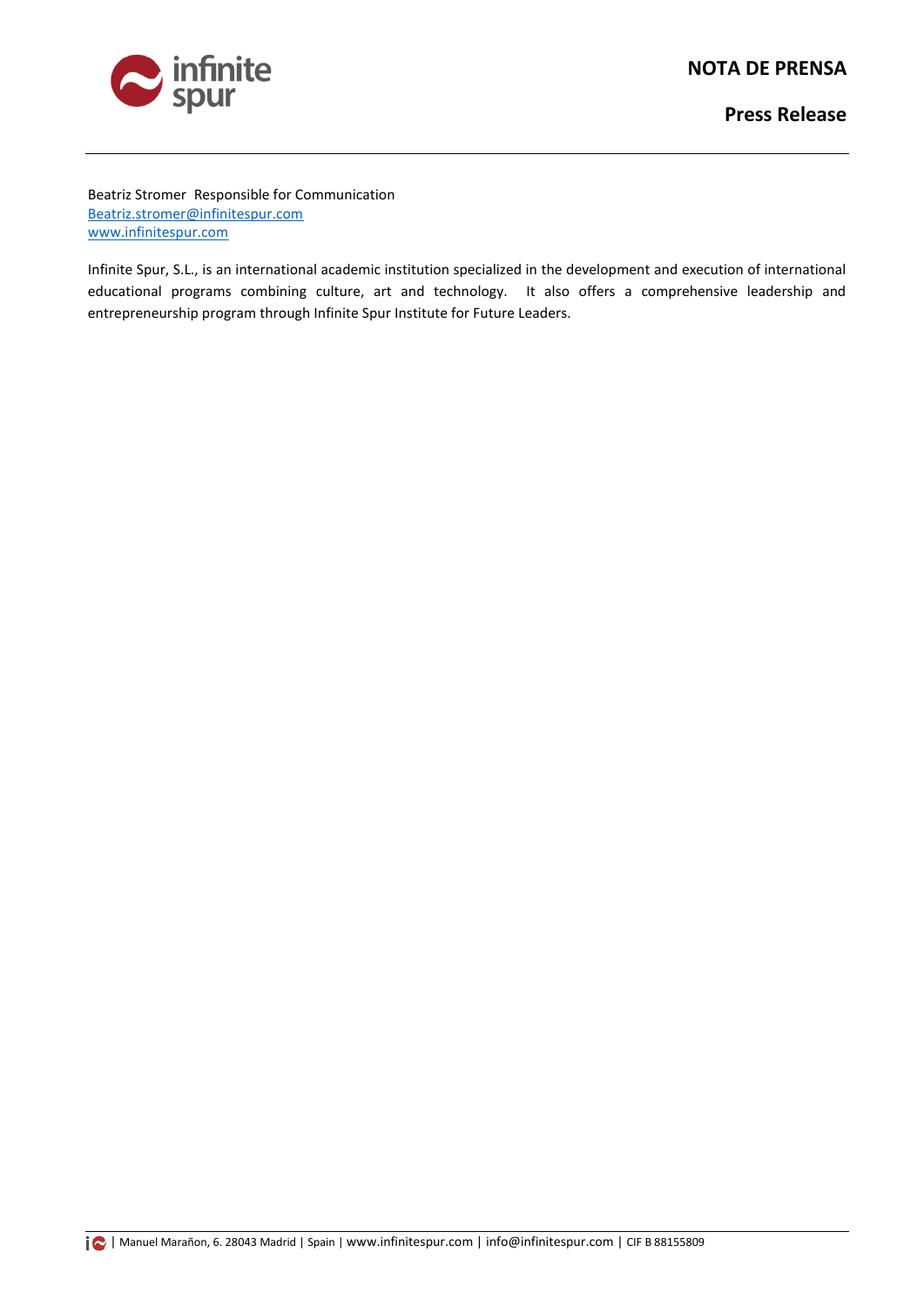Beatriz Stromer  Responsible for Communication
Beatriz.stromer@infinitespur.com
www.infinitespur.com

Infinite Spur, S.L., is an international academic institution specialized in the development and execution of international educational programs combining culture, art and technology.  It also offers a comprehensive leadership and entrepreneurship program through Infinite Spur Institute for Future Leaders.